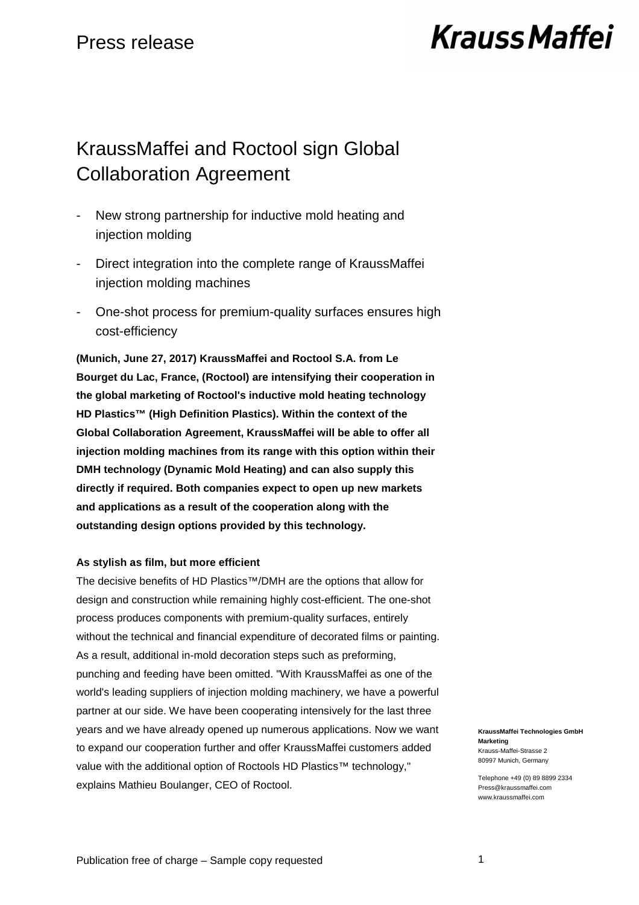Press release

KraussMaffei

# KraussMaffei and Roctool sign Global Collaboration Agreement

- New strong partnership for inductive mold heating and injection molding
- Direct integration into the complete range of KraussMaffei injection molding machines
- One-shot process for premium-quality surfaces ensures high cost-efficiency

**(Munich, June 27, 2017) KraussMaffei and Roctool S.A. from Le Bourget du Lac, France, (Roctool) are intensifying their cooperation in the global marketing of Roctool's inductive mold heating technology HD Plastics™ (High Definition Plastics). Within the context of the Global Collaboration Agreement, KraussMaffei will be able to offer all injection molding machines from its range with this option within their DMH technology (Dynamic Mold Heating) and can also supply this directly if required. Both companies expect to open up new markets and applications as a result of the cooperation along with the outstanding design options provided by this technology.**

**As stylish as film, but more efficient**

The decisive benefits of HD Plastics™/DMH are the options that allow for design and construction while remaining highly cost-efficient. The one-shot process produces components with premium-quality surfaces, entirely without the technical and financial expenditure of decorated films or painting. As a result, additional in-mold decoration steps such as preforming, punching and feeding have been omitted. "With KraussMaffei as one of the world's leading suppliers of injection molding machinery, we have a powerful partner at our side. We have been cooperating intensively for the last three years and we have already opened up numerous applications. Now we want to expand our cooperation further and offer KraussMaffei customers added value with the additional option of Roctools HD Plastics™ technology," explains Mathieu Boulanger, CEO of Roctool.

**KraussMaffei Technologies GmbH**
**Marketing**
Krauss-Maffei-Strasse 2
80997 Munich, Germany

Telephone +49 (0) 89 8899 2334
Press@kraussmaffei.com
www.kraussmaffei.com

Publication free of charge – Sample copy requested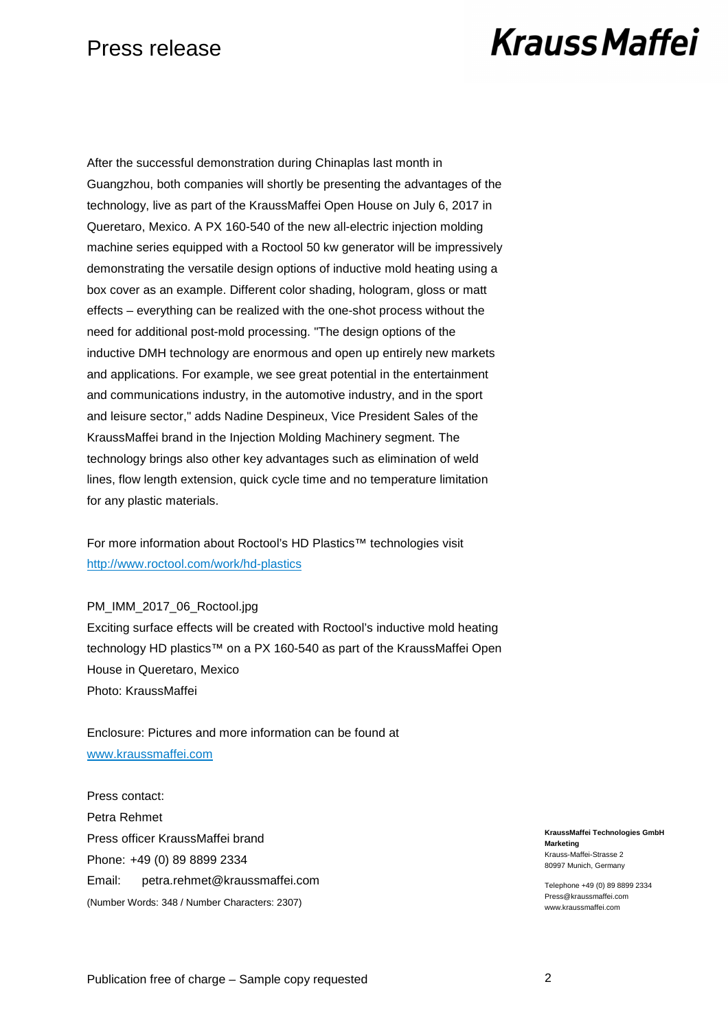After the successful demonstration during Chinaplas last month in Guangzhou, both companies will shortly be presenting the advantages of the technology, live as part of the KraussMaffei Open House on July 6, 2017 in Queretaro, Mexico. A PX 160-540 of the new all-electric injection molding machine series equipped with a Roctool 50 kw generator will be impressively demonstrating the versatile design options of inductive mold heating using a box cover as an example. Different color shading, hologram, gloss or matt effects – everything can be realized with the one-shot process without the need for additional post-mold processing. "The design options of the inductive DMH technology are enormous and open up entirely new markets and applications. For example, we see great potential in the entertainment and communications industry, in the automotive industry, and in the sport and leisure sector," adds Nadine Despineux, Vice President Sales of the KraussMaffei brand in the Injection Molding Machinery segment. The technology brings also other key advantages such as elimination of weld lines, flow length extension, quick cycle time and no temperature limitation for any plastic materials.

For more information about Roctool's HD Plastics™ technologies visit [http://www.roctool.com/work/hd-plastics](http://www.roctool.com/work/hd-plastics)

PM_IMM_2017_06_Roctool.jpg
Exciting surface effects will be created with Roctool's inductive mold heating technology HD plastics™ on a PX 160-540 as part of the KraussMaffei Open House in Queretaro, Mexico
Photo: KraussMaffei

Enclosure: Pictures and more information can be found at [www.kraussmaffei.com](www.kraussmaffei.com)

Press contact:
Petra Rehmet
Press officer KraussMaffei brand
Phone: +49 (0) 89 8899 2334
Email: petra.rehmet@kraussmaffei.com
(Number Words: 348 / Number Characters: 2307)

**KraussMaffei Technologies GmbH**
**Marketing**
Krauss-Maffei-Strasse 2
80997 Munich, Germany

Telephone +49 (0) 89 8899 2334
Press@kraussmaffei.com
www.kraussmaffei.com

Publication free of charge – Sample copy requested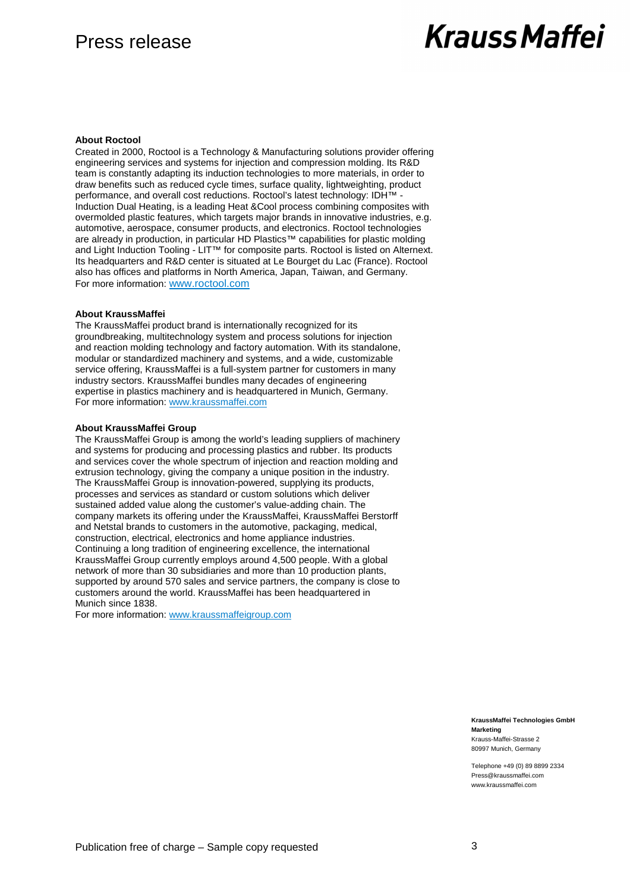**About Roctool**

Created in 2000, Roctool is a Technology & Manufacturing solutions provider offering engineering services and systems for injection and compression molding. Its R&D team is constantly adapting its induction technologies to more materials, in order to draw benefits such as reduced cycle times, surface quality, lightweighting, product performance, and overall cost reductions. Roctool's latest technology: IDH™ - Induction Dual Heating, is a leading Heat &Cool process combining composites with overmolded plastic features, which targets major brands in innovative industries, e.g. automotive, aerospace, consumer products, and electronics. Roctool technologies are already in production, in particular HD Plastics™ capabilities for plastic molding and Light Induction Tooling - LIT™ for composite parts. Roctool is listed on Alternext. Its headquarters and R&D center is situated at Le Bourget du Lac (France). Roctool also has offices and platforms in North America, Japan, Taiwan, and Germany.
For more information: www.roctool.com

**About KraussMaffei**

The KraussMaffei product brand is internationally recognized for its groundbreaking, multitechnology system and process solutions for injection and reaction molding technology and factory automation. With its standalone, modular or standardized machinery and systems, and a wide, customizable service offering, KraussMaffei is a full-system partner for customers in many industry sectors. KraussMaffei bundles many decades of engineering expertise in plastics machinery and is headquartered in Munich, Germany.
For more information: www.kraussmaffei.com

**About KraussMaffei Group**

The KraussMaffei Group is among the world's leading suppliers of machinery and systems for producing and processing plastics and rubber. Its products and services cover the whole spectrum of injection and reaction molding and extrusion technology, giving the company a unique position in the industry. The KraussMaffei Group is innovation-powered, supplying its products, processes and services as standard or custom solutions which deliver sustained added value along the customer's value-adding chain. The company markets its offering under the KraussMaffei, KraussMaffei Berstorff and Netstal brands to customers in the automotive, packaging, medical, construction, electrical, electronics and home appliance industries. Continuing a long tradition of engineering excellence, the international KraussMaffei Group currently employs around 4,500 people. With a global network of more than 30 subsidiaries and more than 10 production plants, supported by around 570 sales and service partners, the company is close to customers around the world. KraussMaffei has been headquartered in Munich since 1838.
For more information: www.kraussmaffeigroup.com

**KraussMaffei Technologies GmbH**
**Marketing**
Krauss-Maffei-Strasse 2
80997 Munich, Germany

Telephone +49 (0) 89 8899 2334
Press@kraussmaffei.com
www.kraussmaffei.com

Publication free of charge – Sample copy requested